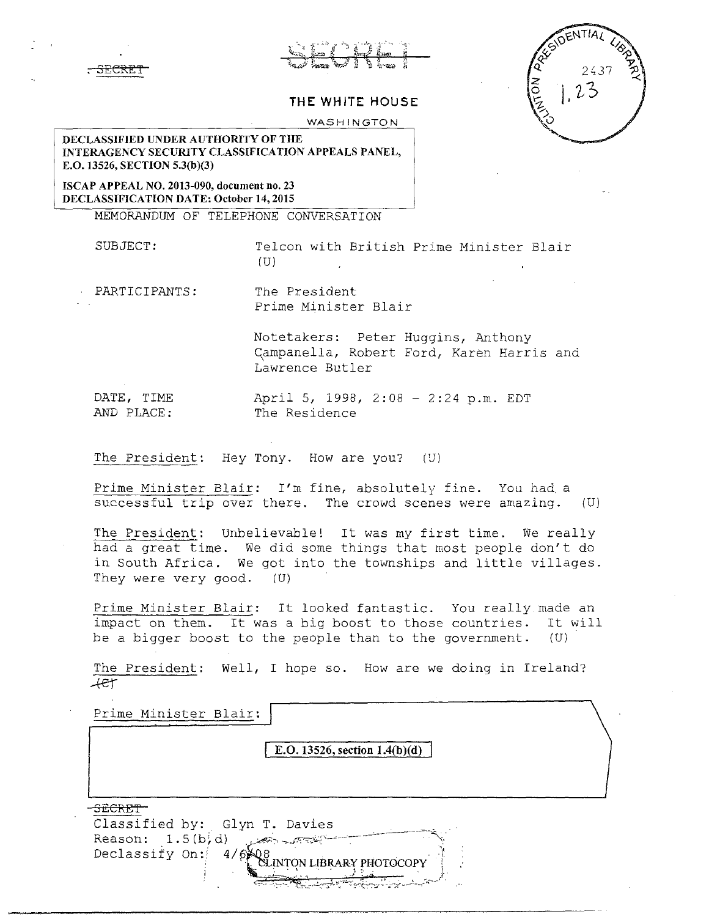SECRET

SECRET

# THE WHITE HOUSE

WASHINGTON

DECLASSIFIED UNDER AUTHORITY OF THE INTERAGENCY SECURITY CLASSIFICATION APPEALS PANEL, E.O. 13526, SECTION 5.3(b)(3)

ISCAP APPEAL NO. 2013-090, document no. 23
DECLASSIFICATION DATE: October 14, 2015

CLINTON PRESIDENTIAL LIBRARY 2437 1.23

MEMORANDUM OF TELEPHONE CONVERSATION

SUBJECT: Telcon with British Prime Minister Blair (U)

PARTICIPANTS: The President
Prime Minister Blair

Notetakers: Peter Huggins, Anthony Campanella, Robert Ford, Karen Harris and Lawrence Butler

DATE, TIME AND PLACE: April 5, 1998, 2:08 - 2:24 p.m. EDT
The Residence

The President: Hey Tony. How are you? (U)

Prime Minister Blair: I'm fine, absolutely fine. You had a successful trip over there. The crowd scenes were amazing. (U)

The President: Unbelievable! It was my first time. We really had a great time. We did some things that most people don't do in South Africa. We got into the townships and little villages. They were very good. (U)

Prime Minister Blair: It looked fantastic. You really made an impact on them. It was a big boost to those countries. It will be a bigger boost to the people than to the government. (U)

The President: Well, I hope so. How are we doing in Ireland? (C)

Prime Minister Blair:

E.O. 13526, section 1.4(b)(d)

SECRET

Classified by: Glyn T. Davies
Reason: 1.5(b,d)
Declassify On: 4/6/08

CLINTON LIBRARY PHOTOCOPY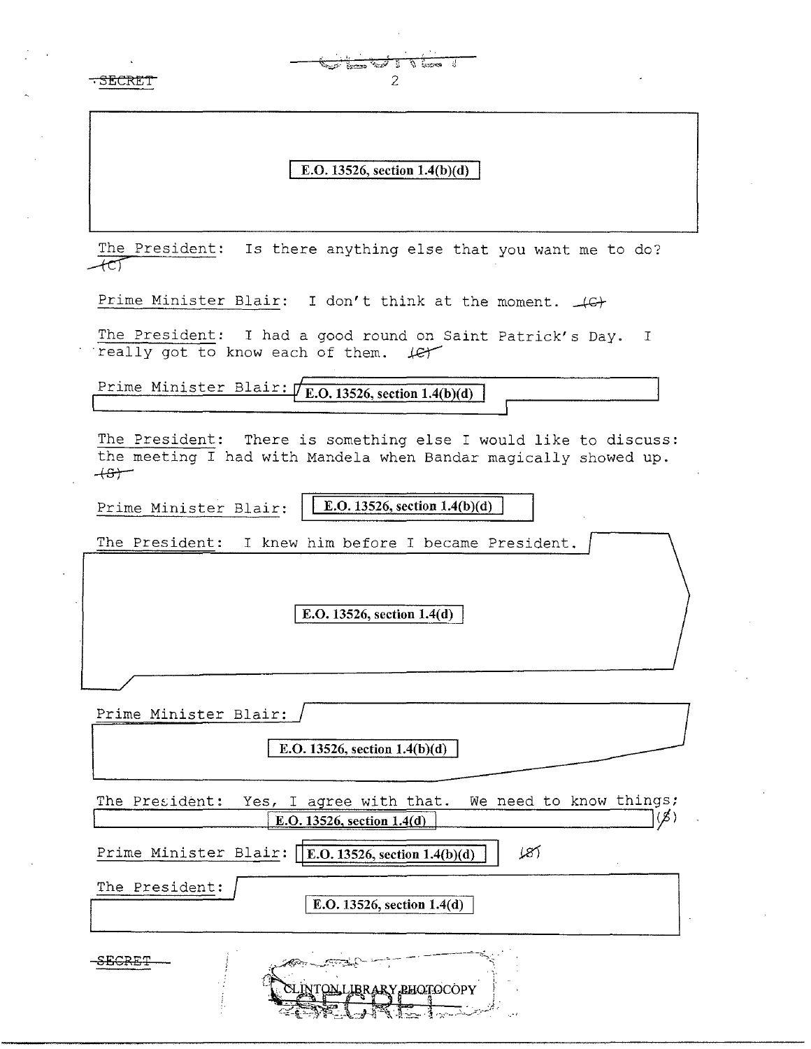E.O. 13526, section 1.4(b)(d)

The President: Is there anything else that you want me to do? (C)

Prime Minister Blair: I don't think at the moment. (C)

The President: I had a good round on Saint Patrick's Day. I really got to know each of them. (C)

Prime Minister Blair: E.O. 13526, section 1.4(b)(d)

The President: There is something else I would like to discuss: the meeting I had with Mandela when Bandar magically showed up. (S)

Prime Minister Blair: E.O. 13526, section 1.4(b)(d)

The President: I knew him before I became President. E.O. 13526, section 1.4(d)

Prime Minister Blair: E.O. 13526, section 1.4(b)(d)

The President: Yes, I agree with that. We need to know things; E.O. 13526, section 1.4(d) (S)

Prime Minister Blair: E.O. 13526, section 1.4(b)(d) (S)

The President: E.O. 13526, section 1.4(d)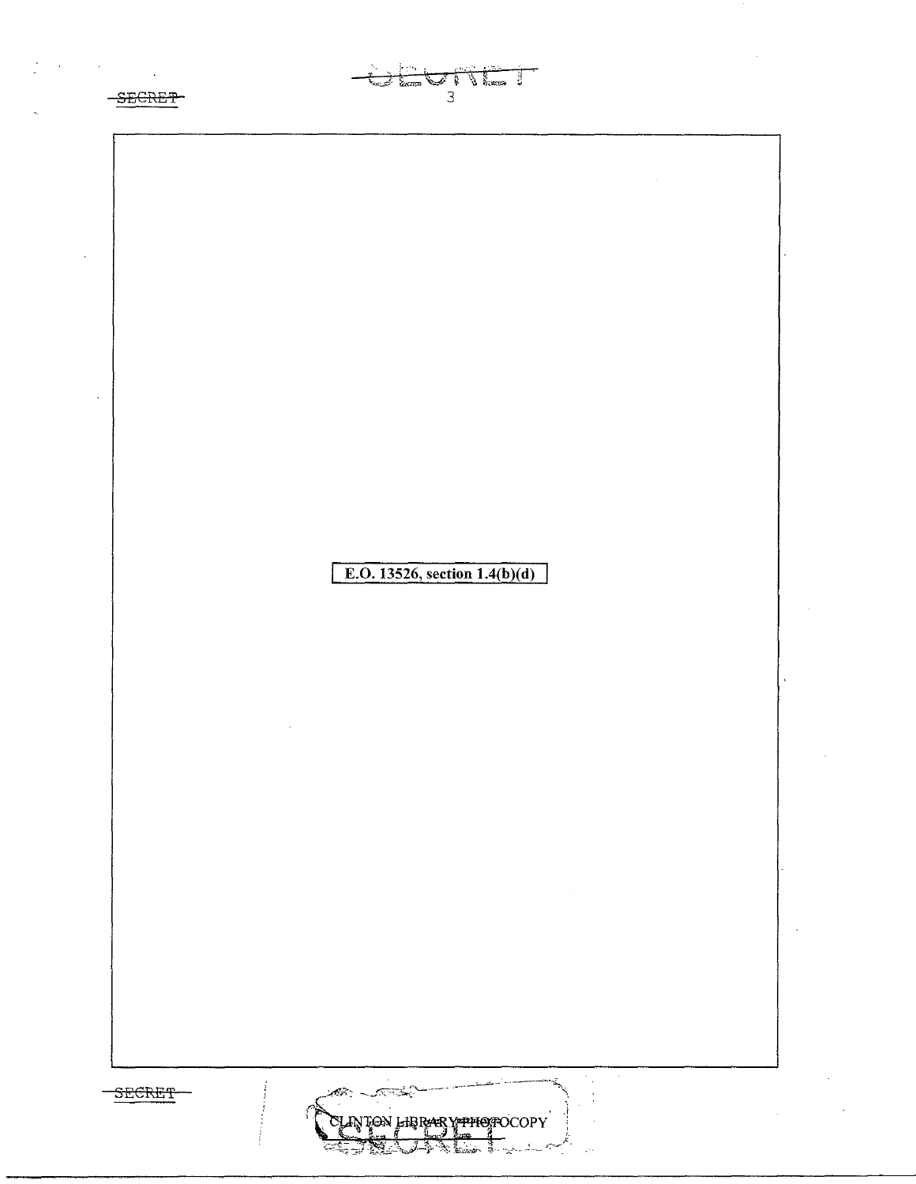E.O. 13526, section 1.4(b)(d)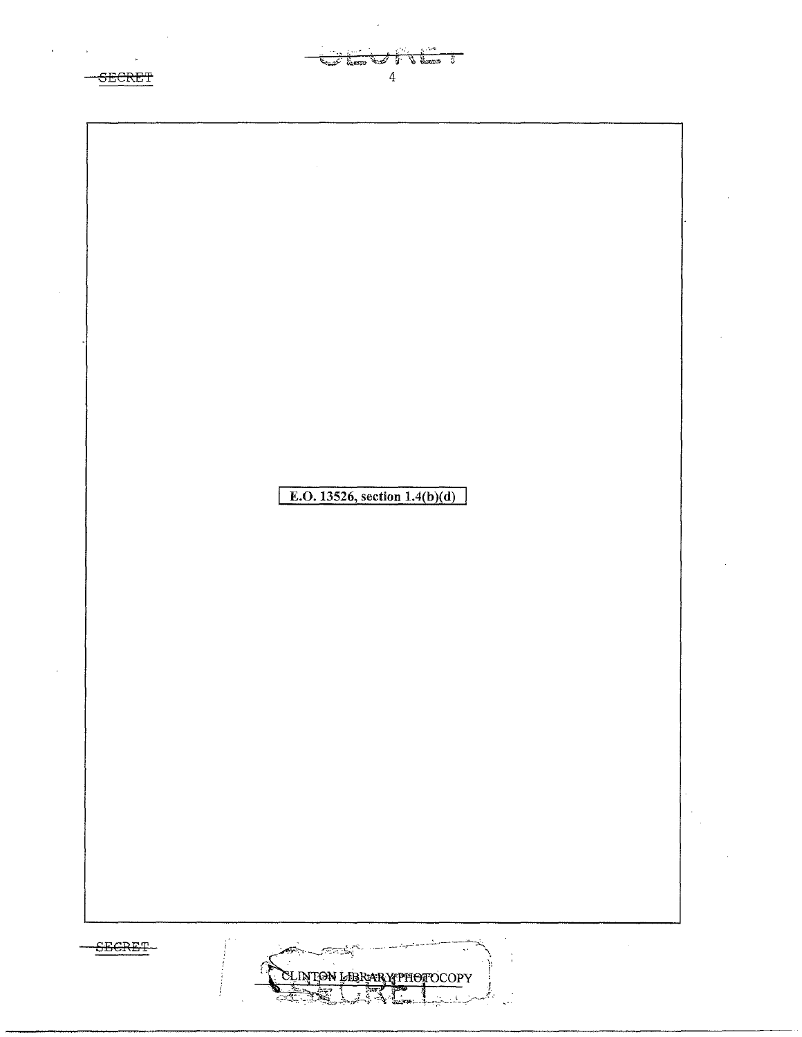E.O. 13526, section 1.4(b)(d)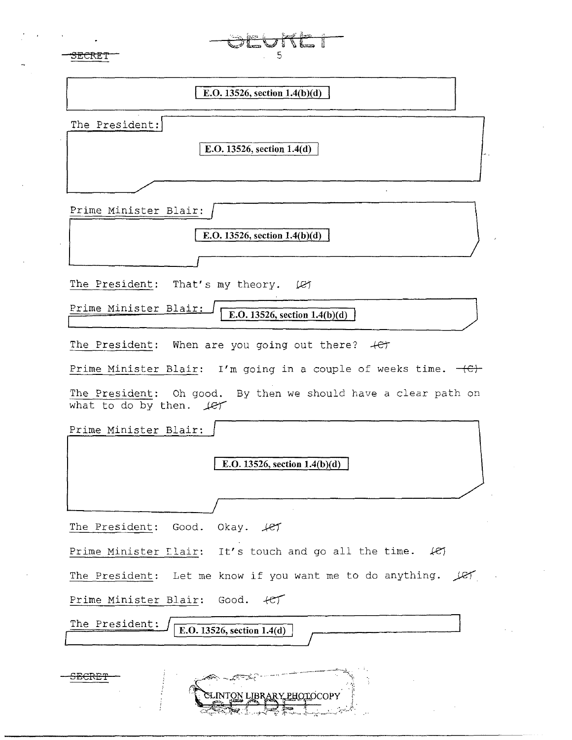E.O. 13526, section 1.4(b)(d)

The President: E.O. 13526, section 1.4(d)

Prime Minister Blair: E.O. 13526, section 1.4(b)(d)

The President: That's my theory. (C)

Prime Minister Blair: E.O. 13526, section 1.4(b)(d)

The President: When are you going out there? (C)

Prime Minister Blair: I'm going in a couple of weeks time. (C)

The President: Oh good. By then we should have a clear path on what to do by then. (C)

Prime Minister Blair: E.O. 13526, section 1.4(b)(d)

The President: Good. Okay. (C)

Prime Minister Blair: It's touch and go all the time. (C)

The President: Let me know if you want me to do anything. (C)

Prime Minister Blair: Good. (C)

The President: E.O. 13526, section 1.4(d)

SECRET

CLINTON LIBRARY PHOTOCOPY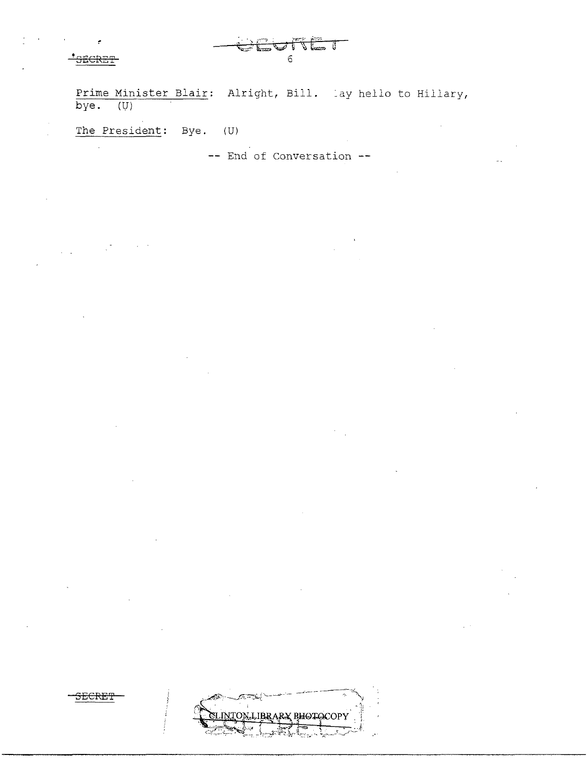Prime Minister Blair: Alright, Bill. ̇ay hello to Hillary, bye. (U)

The President: Bye. (U)

-- End of Conversation --